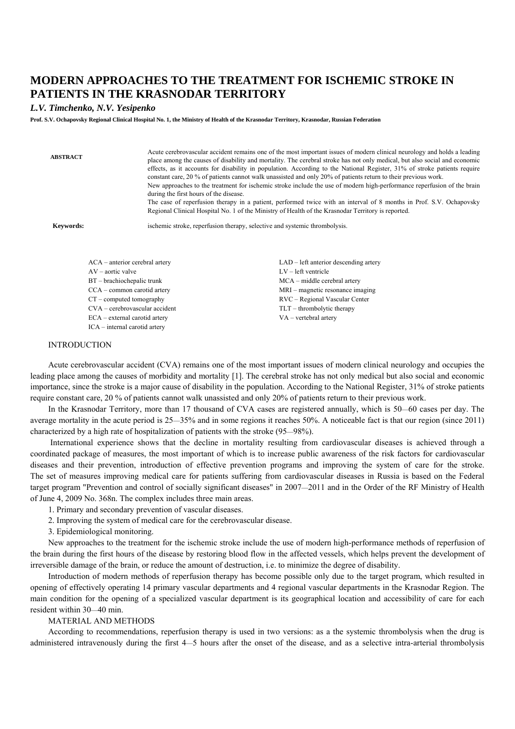# MODERN APPROACHES TO THE TREATMENT FOR ISCHEMIC STROKE IN PATIENTS IN THE KRASNODAR TERRITORY

*L.V. Timchenko, N.V. Yesipenko*

**Prof. S.V. Ochapovsky Regional Clinical Hospital No. 1, the Ministry of Health of the Krasnodar Territory, Krasnodar, Russian Federation**

**ABSTRACT**

Acute cerebrovascular accident remains one of the most important issues of modern clinical neurology and holds a leading place among the causes of disability and mortality. The cerebral stroke has not only medical, but also social and economic effects, as it accounts for disability in population. According to the National Register, 31% of stroke patients require constant care, 20 % of patients cannot walk unassisted and only 20% of patients return to their previous work.

New approaches to the treatment for ischemic stroke include the use of modern high-performance reperfusion of the brain during the first hours of the disease.

The case of reperfusion therapy in a patient, performed twice with an interval of 8 months in Prof. S.V. Ochapovsky Regional Clinical Hospital No. 1 of the Ministry of Health of the Krasnodar Territory is reported.

**Keywords:** ischemic stroke, reperfusion therapy, selective and systemic thrombolysis.

ACA – anterior cerebral artery
AV – aortic valve
BT – brachiochepalic trunk
CCA – common carotid artery
CT – computed tomography
CVA – cerebrovascular accident
ECA – external carotid artery
ICA – internal carotid artery
LAD – left anterior descending artery
LV – left ventricle
MCA – middle cerebral artery
MRI – magnetic resonance imaging
RVC – Regional Vascular Center
TLT – thrombolytic therapy
VA – vertebral artery

## INTRODUCTION

Acute cerebrovascular accident (CVA) remains one of the most important issues of modern clinical neurology and occupies the leading place among the causes of morbidity and mortality [1]. The cerebral stroke has not only medical but also social and economic importance, since the stroke is a major cause of disability in the population. According to the National Register, 31% of stroke patients require constant care, 20 % of patients cannot walk unassisted and only 20% of patients return to their previous work.

In the Krasnodar Territory, more than 17 thousand of CVA cases are registered annually, which is 50—60 cases per day. The average mortality in the acute period is 25—35% and in some regions it reaches 50%. A noticeable fact is that our region (since 2011) characterized by a high rate of hospitalization of patients with the stroke (95—98%).

International experience shows that the decline in mortality resulting from cardiovascular diseases is achieved through a coordinated package of measures, the most important of which is to increase public awareness of the risk factors for cardiovascular diseases and their prevention, introduction of effective prevention programs and improving the system of care for the stroke. The set of measures improving medical care for patients suffering from cardiovascular diseases in Russia is based on the Federal target program "Prevention and control of socially significant diseases" in 2007—2011 and in the Order of the RF Ministry of Health of June 4, 2009 No. 368n. The complex includes three main areas.

1. Primary and secondary prevention of vascular diseases.
2. Improving the system of medical care for the cerebrovascular disease.
3. Epidemiological monitoring.

New approaches to the treatment for the ischemic stroke include the use of modern high-performance methods of reperfusion of the brain during the first hours of the disease by restoring blood flow in the affected vessels, which helps prevent the development of irreversible damage of the brain, or reduce the amount of destruction, i.e. to minimize the degree of disability.

Introduction of modern methods of reperfusion therapy has become possible only due to the target program, which resulted in opening of effectively operating 14 primary vascular departments and 4 regional vascular departments in the Krasnodar Region. The main condition for the opening of a specialized vascular department is its geographical location and accessibility of care for each resident within 30—40 min.

## MATERIAL AND METHODS

According to recommendations, reperfusion therapy is used in two versions: as a the systemic thrombolysis when the drug is administered intravenously during the first 4—5 hours after the onset of the disease, and as a selective intra-arterial thrombolysis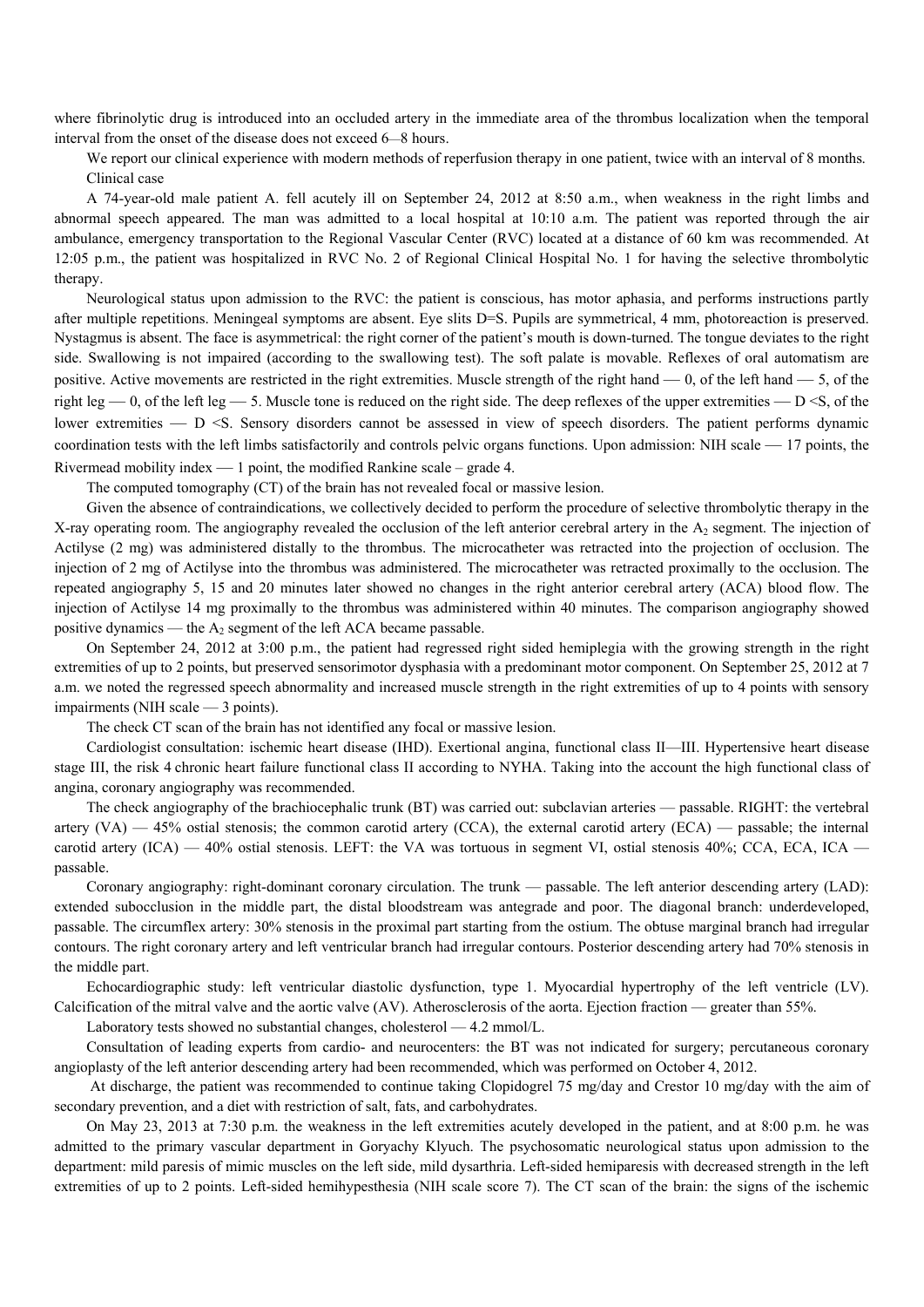where fibrinolytic drug is introduced into an occluded artery in the immediate area of the thrombus localization when the temporal interval from the onset of the disease does not exceed 6—8 hours.

We report our clinical experience with modern methods of reperfusion therapy in one patient, twice with an interval of 8 months.

Clinical case

A 74-year-old male patient A. fell acutely ill on September 24, 2012 at 8:50 a.m., when weakness in the right limbs and abnormal speech appeared. The man was admitted to a local hospital at 10:10 a.m. The patient was reported through the air ambulance, emergency transportation to the Regional Vascular Center (RVC) located at a distance of 60 km was recommended. At 12:05 p.m., the patient was hospitalized in RVC No. 2 of Regional Clinical Hospital No. 1 for having the selective thrombolytic therapy.

Neurological status upon admission to the RVC: the patient is conscious, has motor aphasia, and performs instructions partly after multiple repetitions. Meningeal symptoms are absent. Eye slits D=S. Pupils are symmetrical, 4 mm, photoreaction is preserved. Nystagmus is absent. The face is asymmetrical: the right corner of the patient's mouth is down-turned. The tongue deviates to the right side. Swallowing is not impaired (according to the swallowing test). The soft palate is movable. Reflexes of oral automatism are positive. Active movements are restricted in the right extremities. Muscle strength of the right hand — 0, of the left hand — 5, of the right leg — 0, of the left leg — 5. Muscle tone is reduced on the right side. The deep reflexes of the upper extremities — D <S, of the lower extremities — D <S. Sensory disorders cannot be assessed in view of speech disorders. The patient performs dynamic coordination tests with the left limbs satisfactorily and controls pelvic organs functions. Upon admission: NIH scale — 17 points, the Rivermead mobility index — 1 point, the modified Rankine scale – grade 4.

The computed tomography (CT) of the brain has not revealed focal or massive lesion.

Given the absence of contraindications, we collectively decided to perform the procedure of selective thrombolytic therapy in the X-ray operating room. The angiography revealed the occlusion of the left anterior cerebral artery in the $A_2$ segment. The injection of Actilyse (2 mg) was administered distally to the thrombus. The microcatheter was retracted into the projection of occlusion. The injection of 2 mg of Actilyse into the thrombus was administered. The microcatheter was retracted proximally to the occlusion. The repeated angiography 5, 15 and 20 minutes later showed no changes in the right anterior cerebral artery (ACA) blood flow. The injection of Actilyse 14 mg proximally to the thrombus was administered within 40 minutes. The comparison angiography showed positive dynamics — the $A_2$ segment of the left ACA became passable.

On September 24, 2012 at 3:00 p.m., the patient had regressed right sided hemiplegia with the growing strength in the right extremities of up to 2 points, but preserved sensorimotor dysphasia with a predominant motor component. On September 25, 2012 at 7 a.m. we noted the regressed speech abnormality and increased muscle strength in the right extremities of up to 4 points with sensory impairments (NIH scale — 3 points).

The check CT scan of the brain has not identified any focal or massive lesion.

Cardiologist consultation: ischemic heart disease (IHD). Exertional angina, functional class II—III. Hypertensive heart disease stage III, the risk 4 chronic heart failure functional class II according to NYHA. Taking into the account the high functional class of angina, coronary angiography was recommended.

The check angiography of the brachiocephalic trunk (BT) was carried out: subclavian arteries — passable. RIGHT: the vertebral artery (VA) — 45% ostial stenosis; the common carotid artery (CCA), the external carotid artery (ECA) — passable; the internal carotid artery (ICA) — 40% ostial stenosis. LEFT: the VA was tortuous in segment VI, ostial stenosis 40%; CCA, ECA, ICA — passable.

Coronary angiography: right-dominant coronary circulation. The trunk — passable. The left anterior descending artery (LAD): extended subocclusion in the middle part, the distal bloodstream was antegrade and poor. The diagonal branch: underdeveloped, passable. The circumflex artery: 30% stenosis in the proximal part starting from the ostium. The obtuse marginal branch had irregular contours. The right coronary artery and left ventricular branch had irregular contours. Posterior descending artery had 70% stenosis in the middle part.

Echocardiographic study: left ventricular diastolic dysfunction, type 1. Myocardial hypertrophy of the left ventricle (LV). Calcification of the mitral valve and the aortic valve (AV). Atherosclerosis of the aorta. Ejection fraction — greater than 55%.

Laboratory tests showed no substantial changes, cholesterol — 4.2 mmol/L.

Consultation of leading experts from cardio- and neurocenters: the BT was not indicated for surgery; percutaneous coronary angioplasty of the left anterior descending artery had been recommended, which was performed on October 4, 2012.

At discharge, the patient was recommended to continue taking Clopidogrel 75 mg/day and Crestor 10 mg/day with the aim of secondary prevention, and a diet with restriction of salt, fats, and carbohydrates.

On May 23, 2013 at 7:30 p.m. the weakness in the left extremities acutely developed in the patient, and at 8:00 p.m. he was admitted to the primary vascular department in Goryachy Klyuch. The psychosomatic neurological status upon admission to the department: mild paresis of mimic muscles on the left side, mild dysarthria. Left-sided hemiparesis with decreased strength in the left extremities of up to 2 points. Left-sided hemihypesthesia (NIH scale score 7). The CT scan of the brain: the signs of the ischemic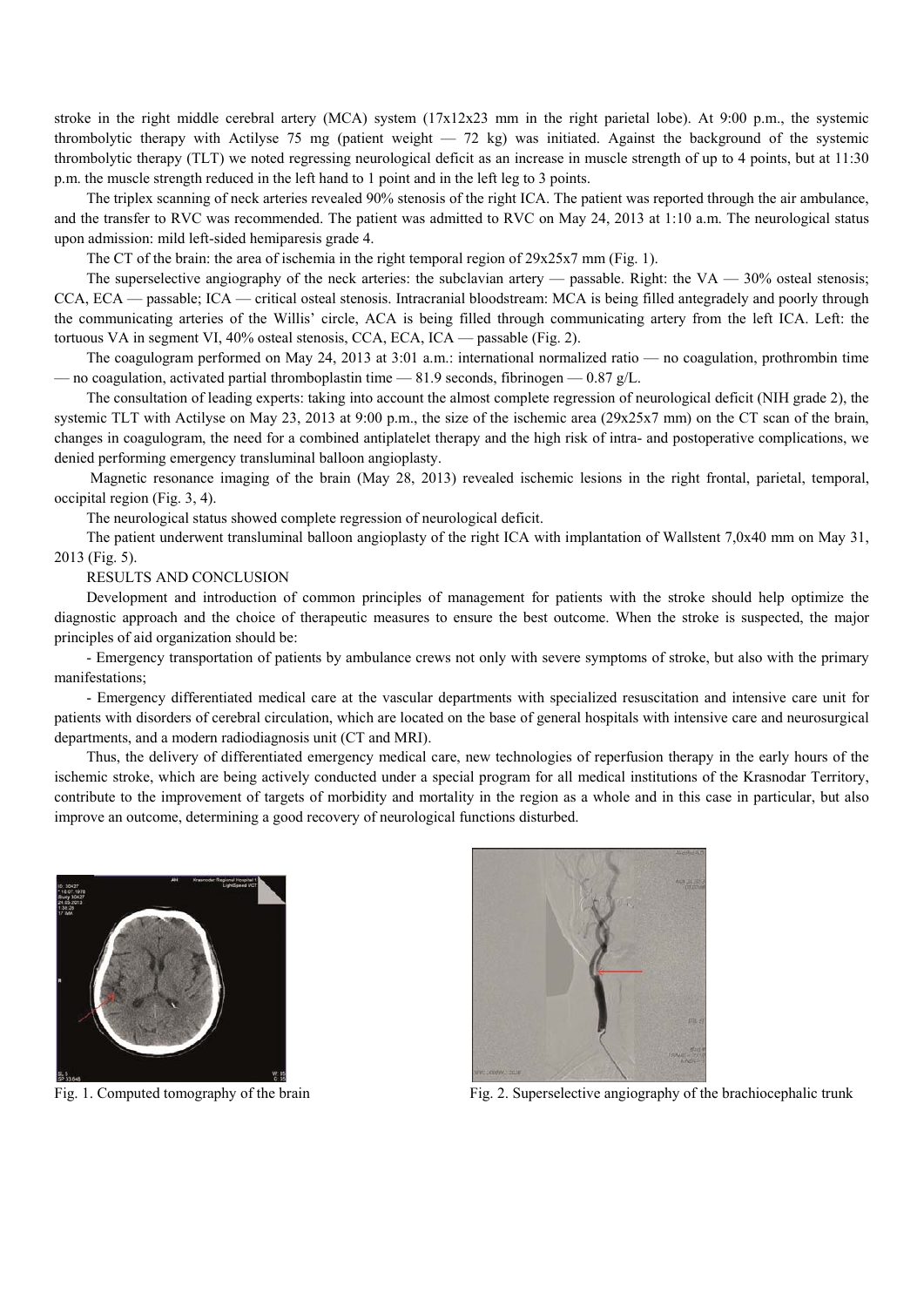stroke in the right middle cerebral artery (MCA) system (17x12x23 mm in the right parietal lobe). At 9:00 p.m., the systemic thrombolytic therapy with Actilyse 75 mg (patient weight — 72 kg) was initiated. Against the background of the systemic thrombolytic therapy (TLT) we noted regressing neurological deficit as an increase in muscle strength of up to 4 points, but at 11:30 p.m. the muscle strength reduced in the left hand to 1 point and in the left leg to 3 points.

The triplex scanning of neck arteries revealed 90% stenosis of the right ICA. The patient was reported through the air ambulance, and the transfer to RVC was recommended. The patient was admitted to RVC on May 24, 2013 at 1:10 a.m. The neurological status upon admission: mild left-sided hemiparesis grade 4.

The CT of the brain: the area of ischemia in the right temporal region of 29x25x7 mm (Fig. 1).

The superselective angiography of the neck arteries: the subclavian artery — passable. Right: the VA — 30% osteal stenosis; CCA, ECA — passable; ICA — critical osteal stenosis. Intracranial bloodstream: MCA is being filled antegradely and poorly through the communicating arteries of the Willis' circle, ACA is being filled through communicating artery from the left ICA. Left: the tortuous VA in segment VI, 40% osteal stenosis, CCA, ECA, ICA — passable (Fig. 2).

The coagulogram performed on May 24, 2013 at 3:01 a.m.: international normalized ratio — no coagulation, prothrombin time — no coagulation, activated partial thromboplastin time — 81.9 seconds, fibrinogen — 0.87 g/L.

The consultation of leading experts: taking into account the almost complete regression of neurological deficit (NIH grade 2), the systemic TLT with Actilyse on May 23, 2013 at 9:00 p.m., the size of the ischemic area (29x25x7 mm) on the CT scan of the brain, changes in coagulogram, the need for a combined antiplatelet therapy and the high risk of intra- and postoperative complications, we denied performing emergency transluminal balloon angioplasty.

Magnetic resonance imaging of the brain (May 28, 2013) revealed ischemic lesions in the right frontal, parietal, temporal, occipital region (Fig. 3, 4).

The neurological status showed complete regression of neurological deficit.

The patient underwent transluminal balloon angioplasty of the right ICA with implantation of Wallstent 7,0x40 mm on May 31, 2013 (Fig. 5).

## RESULTS AND CONCLUSION

Development and introduction of common principles of management for patients with the stroke should help optimize the diagnostic approach and the choice of therapeutic measures to ensure the best outcome. When the stroke is suspected, the major principles of aid organization should be:

- Emergency transportation of patients by ambulance crews not only with severe symptoms of stroke, but also with the primary manifestations;
- Emergency differentiated medical care at the vascular departments with specialized resuscitation and intensive care unit for patients with disorders of cerebral circulation, which are located on the base of general hospitals with intensive care and neurosurgical departments, and a modern radiodiagnosis unit (CT and MRI).

Thus, the delivery of differentiated emergency medical care, new technologies of reperfusion therapy in the early hours of the ischemic stroke, which are being actively conducted under a special program for all medical institutions of the Krasnodar Territory, contribute to the improvement of targets of morbidity and mortality in the region as a whole and in this case in particular, but also improve an outcome, determining a good recovery of neurological functions disturbed.

Fig. 1. Computed tomography of the brain

Fig. 2. Superselective angiography of the brachiocephalic trunk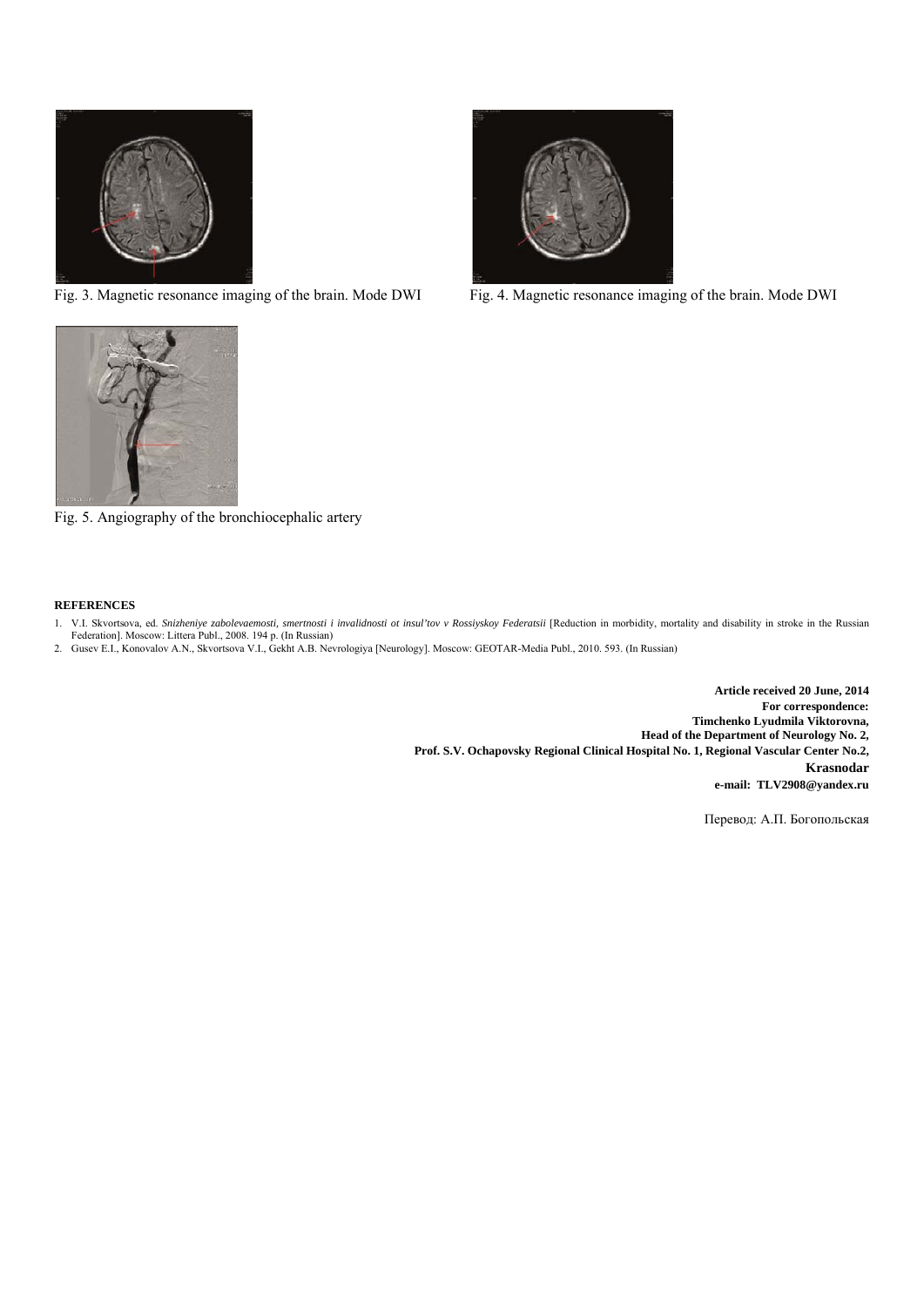Fig. 3. Magnetic resonance imaging of the brain. Mode DWI

Fig. 4. Magnetic resonance imaging of the brain. Mode DWI

Fig. 5. Angiography of the bronchiocephalic artery

**REFERENCES**

1. V.I. Skvortsova, ed. *Snizheniye zabolevaemosti, smertnosti i invalidnosti ot insul'tov v Rossiyskoy Federatsii* [Reduction in morbidity, mortality and disability in stroke in the Russian Federation]. Moscow: Littera Publ., 2008. 194 p. (In Russian)
2. Gusev E.I., Konovalov A.N., Skvortsova V.I., Gekht A.B. Nevrologiya [Neurology]. Moscow: GEOTAR-Media Publ., 2010. 593. (In Russian)

**Article received 20 June, 2014**
**For correspondence:**
**Timchenko Lyudmila Viktorovna,**
**Head of the Department of Neurology No. 2,**
**Prof. S.V. Ochapovsky Regional Clinical Hospital No. 1, Regional Vascular Center No.2,**
**Krasnodar**
**e-mail: TLV2908@yandex.ru**

Перевод: А.П. Богопольская